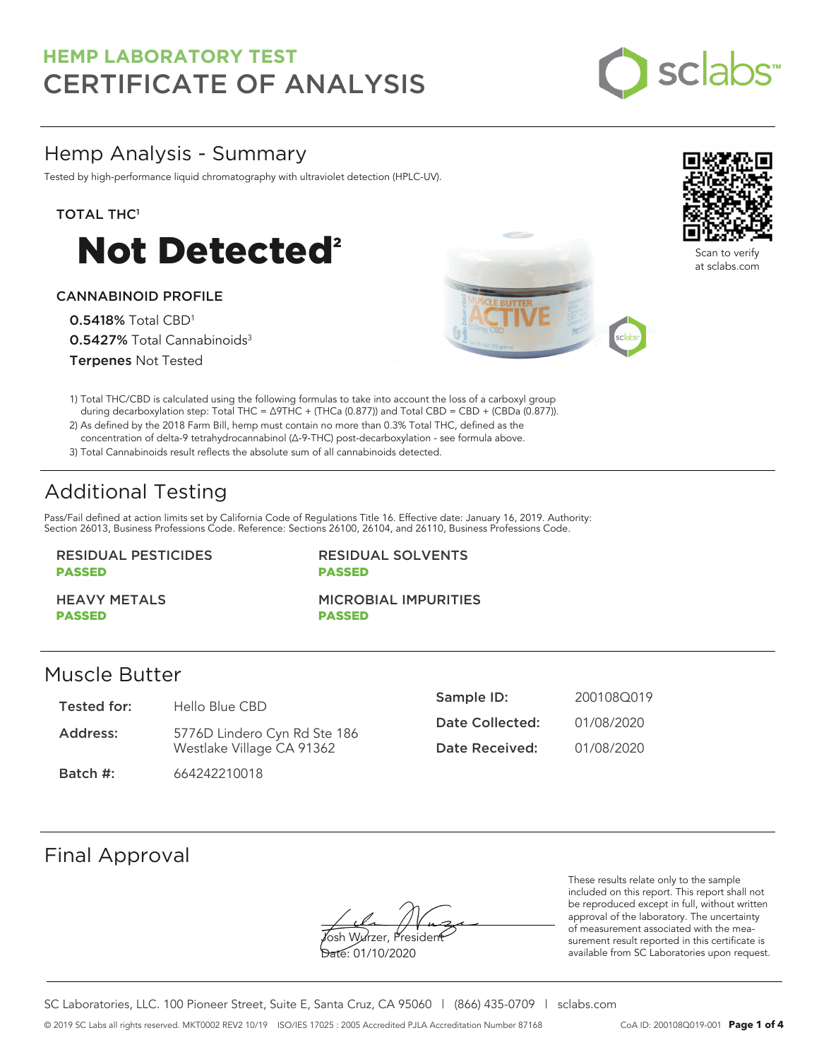# HEMP LABORATORY TEST
# CERTIFICATE OF ANALYSIS

sclabs™

## Hemp Analysis - Summary

Tested by high-performance liquid chromatography with ultraviolet detection (HPLC-UV).

Scan to verify at sclabs.com

**TOTAL THC**[1]

# Not Detected[2]

**CANNABINOID PROFILE**

**0.5418%** Total CBD[1]
**0.5427%** Total Cannabinoids[3]
**Terpenes** Not Tested

1) Total THC/CBD is calculated using the following formulas to take into account the loss of a carboxyl group during decarboxylation step: Total THC = Δ9THC + (THCa (0.877)) and Total CBD = CBD + (CBDa (0.877)).
2) As defined by the 2018 Farm Bill, hemp must contain no more than 0.3% Total THC, defined as the concentration of delta-9 tetrahydrocannabinol (Δ-9-THC) post-decarboxylation - see formula above.
3) Total Cannabinoids result reflects the absolute sum of all cannabinoids detected.

## Additional Testing

Pass/Fail defined at action limits set by California Code of Regulations Title 16. Effective date: January 16, 2019. Authority: Section 26013, Business Professions Code. Reference: Sections 26100, 26104, and 26110, Business Professions Code.

RESIDUAL PESTICIDES
**PASSED**

RESIDUAL SOLVENTS
**PASSED**

HEAVY METALS
**PASSED**

MICROBIAL IMPURITIES
**PASSED**

## Muscle Butter

| | |
|---|---|
| **Tested for:** | Hello Blue CBD |
| **Address:** | 5776D Lindero Cyn Rd Ste 186 Westlake Village CA 91362 |
| **Batch #:** | 664242210018 |
| **Sample ID:** | 200108Q019 |
| **Date Collected:** | 01/08/2020 |
| **Date Received:** | 01/08/2020 |

## Final Approval

Josh Wurzer, President
Date: 01/10/2020

These results relate only to the sample included on this report. This report shall not be reproduced except in full, without written approval of the laboratory. The uncertainty of measurement associated with the measurement result reported in this certificate is available from SC Laboratories upon request.

SC Laboratories, LLC. 100 Pioneer Street, Suite E, Santa Cruz, CA 95060 | (866) 435-0709 | sclabs.com

© 2019 SC Labs all rights reserved. MKT0002 REV2 10/19 ISO/IES 17025 : 2005 Accredited PJLA Accreditation Number 87168 CoA ID: 200108Q019-001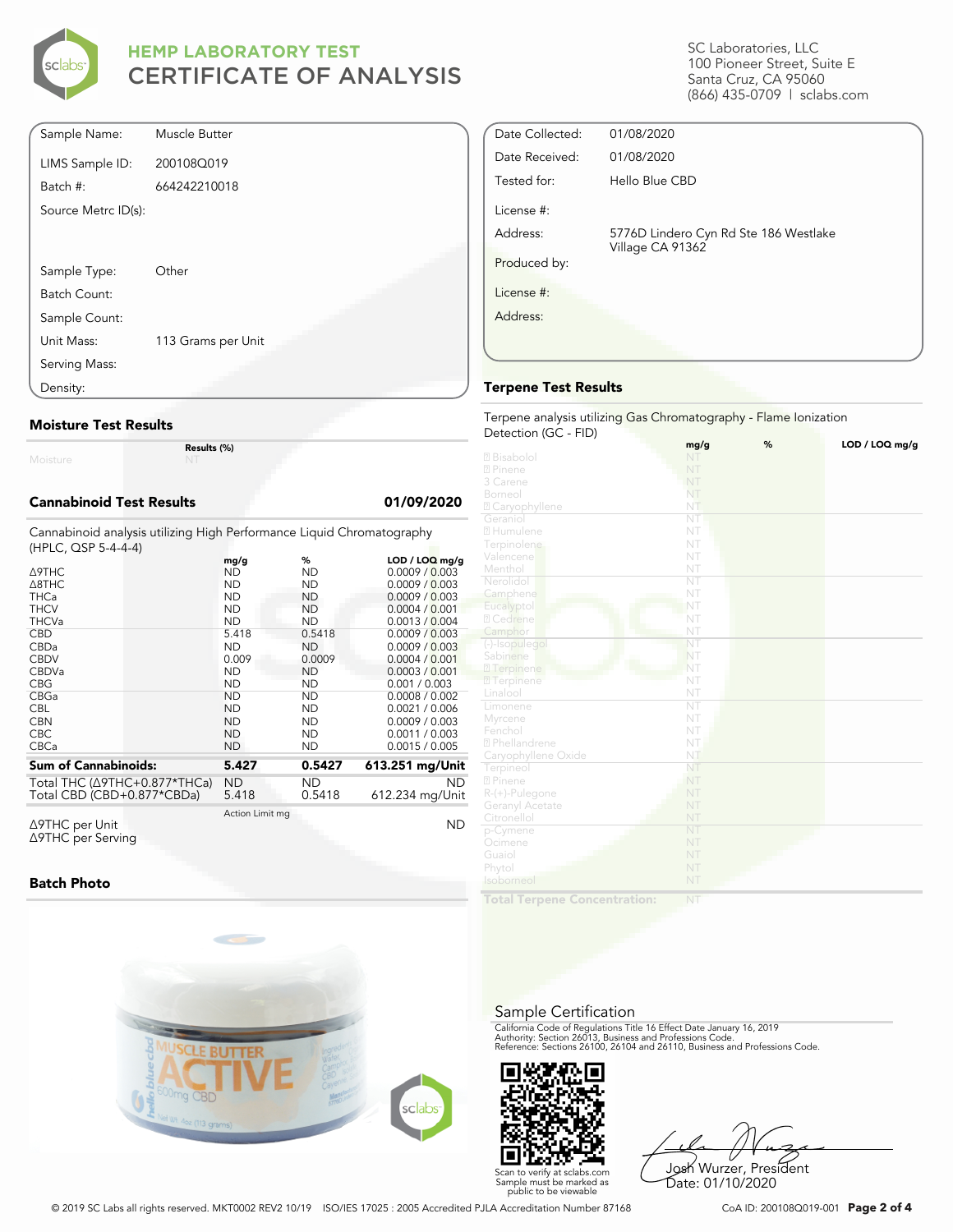# HEMP LABORATORY TEST
## CERTIFICATE OF ANALYSIS

SC Laboratories, LLC
100 Pioneer Street, Suite E
Santa Cruz, CA 95060
(866) 435-0709 | sclabs.com

| | |
|---|---|
| Sample Name: | Muscle Butter |
| LIMS Sample ID: | 200108Q019 |
| Batch #: | 664242210018 |
| Source Metrc ID(s): | |
| Sample Type: | Other |
| Batch Count: | |
| Sample Count: | |
| Unit Mass: | 113 Grams per Unit |
| Serving Mass: | |
| Density: | |

| | |
|---|---|
| Date Collected: | 01/08/2020 |
| Date Received: | 01/08/2020 |
| Tested for: | Hello Blue CBD |
| License #: | |
| Address: | 5776D Lindero Cyn Rd Ste 186 Westlake Village CA 91362 |
| Produced by: | |
| License #: | |
| Address: | |

### Moisture Test Results

| | Results (%) |
|---|---|
| Moisture | NT |

### Cannabinoid Test Results — 01/09/2020

Cannabinoid analysis utilizing High Performance Liquid Chromatography (HPLC, QSP 5-4-4-4)

| | mg/g | % | LOD / LOQ mg/g |
|---|---|---|---|
| Δ9THC | ND | ND | 0.0009 / 0.003 |
| Δ8THC | ND | ND | 0.0009 / 0.003 |
| THCa | ND | ND | 0.0009 / 0.003 |
| THCV | ND | ND | 0.0004 / 0.001 |
| THCVa | ND | ND | 0.0013 / 0.004 |
| CBD | 5.418 | 0.5418 | 0.0009 / 0.003 |
| CBDa | ND | ND | 0.0009 / 0.003 |
| CBDV | 0.009 | 0.0009 | 0.0004 / 0.001 |
| CBDVa | ND | ND | 0.0003 / 0.001 |
| CBG | ND | ND | 0.001 / 0.003 |
| CBGa | ND | ND | 0.0008 / 0.002 |
| CBL | ND | ND | 0.0021 / 0.006 |
| CBN | ND | ND | 0.0009 / 0.003 |
| CBC | ND | ND | 0.0011 / 0.003 |
| CBCa | ND | ND | 0.0015 / 0.005 |
| **Sum of Cannabinoids:** | **5.427** | **0.5427** | **613.251 mg/Unit** |
| Total THC (Δ9THC+0.877*THCa) | ND | ND | ND |
| Total CBD (CBD+0.877*CBDa) | 5.418 | 0.5418 | 612.234 mg/Unit |

| | Action Limit mg | |
|---|---|---|
| Δ9THC per Unit | | ND |
| Δ9THC per Serving | | |

### Batch Photo

### Terpene Test Results

Terpene analysis utilizing Gas Chromatography - Flame Ionization Detection (GC - FID)

| | mg/g | % | LOD / LOQ mg/g |
|---|---|---|---|
| Bisabolol | NT | | |
| Pinene | NT | | |
| 3 Carene | NT | | |
| Borneol | NT | | |
| Caryophyllene | NT | | |
| Geraniol | NT | | |
| Humulene | NT | | |
| Terpinolene | NT | | |
| Valencene | NT | | |
| Menthol | NT | | |
| Nerolidol | NT | | |
| Camphene | NT | | |
| Eucalyptol | NT | | |
| Cedrene | NT | | |
| Camphor | NT | | |
| (-)-Isopulegol | NT | | |
| Sabinene | NT | | |
| Terpinene | NT | | |
| Terpinene | NT | | |
| Linalool | NT | | |
| Limonene | NT | | |
| Myrcene | NT | | |
| Fenchol | NT | | |
| Phellandrene | NT | | |
| Caryophyllene Oxide | NT | | |
| Terpineol | NT | | |
| Pinene | NT | | |
| R-(+)-Pulegone | NT | | |
| Geranyl Acetate | NT | | |
| Citronellol | NT | | |
| p-Cymene | NT | | |
| Ocimene | NT | | |
| Guaiol | NT | | |
| Phytol | NT | | |
| Isoborneol | NT | | |
| **Total Terpene Concentration:** | NT | | |

### Sample Certification

California Code of Regulations Title 16 Effect Date January 16, 2019
Authority: Section 26013, Business and Professions Code.
Reference: Sections 26100, 26104 and 26110, Business and Professions Code.

Scan to verify at sclabs.com
Sample must be marked as public to be viewable

Josh Wurzer, President
Date: 01/10/2020

© 2019 SC Labs all rights reserved. MKT0002 REV2 10/19 ISO/IES 17025 : 2005 Accredited PJLA Accreditation Number 87168

CoA ID: 200108Q019-001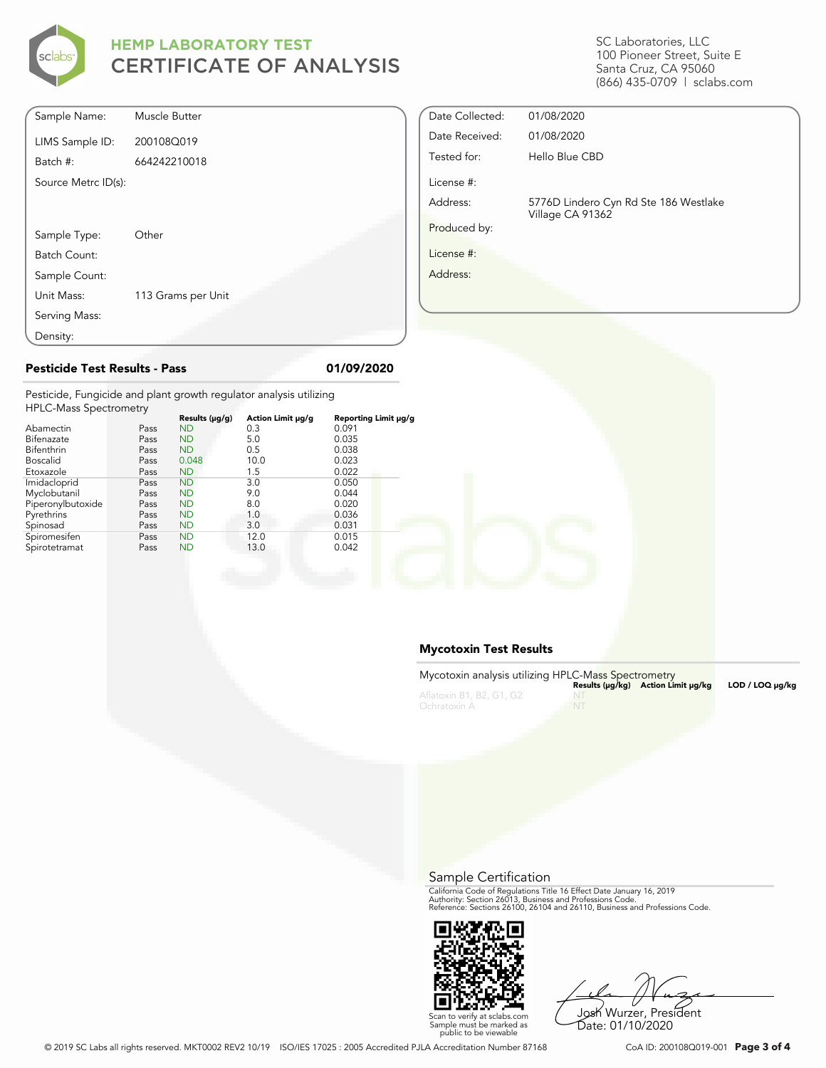# HEMP LABORATORY TEST
## CERTIFICATE OF ANALYSIS

SC Laboratories, LLC
100 Pioneer Street, Suite E
Santa Cruz, CA 95060
(866) 435-0709 | sclabs.com

| | |
|---|---|
| Sample Name: | Muscle Butter |
| LIMS Sample ID: | 200108Q019 |
| Batch #: | 664242210018 |
| Source Metrc ID(s): | |
| Sample Type: | Other |
| Batch Count: | |
| Sample Count: | |
| Unit Mass: | 113 Grams per Unit |
| Serving Mass: | |
| Density: | |

| | |
|---|---|
| Date Collected: | 01/08/2020 |
| Date Received: | 01/08/2020 |
| Tested for: | Hello Blue CBD |
| License #: | |
| Address: | 5776D Lindero Cyn Rd Ste 186 Westlake Village CA 91362 |
| Produced by: | |
| License #: | |
| Address: | |

### Pesticide Test Results - Pass — 01/09/2020

Pesticide, Fungicide and plant growth regulator analysis utilizing HPLC-Mass Spectrometry

| Analyte | | Results (µg/g) | Action Limit µg/g | Reporting Limit µg/g |
|---|---|---|---|---|
| Abamectin | Pass | ND | 0.3 | 0.091 |
| Bifenazate | Pass | ND | 5.0 | 0.035 |
| Bifenthrin | Pass | ND | 0.5 | 0.038 |
| Boscalid | Pass | 0.048 | 10.0 | 0.023 |
| Etoxazole | Pass | ND | 1.5 | 0.022 |
| Imidacloprid | Pass | ND | 3.0 | 0.050 |
| Myclobutanil | Pass | ND | 9.0 | 0.044 |
| Piperonylbutoxide | Pass | ND | 8.0 | 0.020 |
| Pyrethrins | Pass | ND | 1.0 | 0.036 |
| Spinosad | Pass | ND | 3.0 | 0.031 |
| Spiromesifen | Pass | ND | 12.0 | 0.015 |
| Spirotetramat | Pass | ND | 13.0 | 0.042 |

### Mycotoxin Test Results

Mycotoxin analysis utilizing HPLC-Mass Spectrometry

| Analyte | Results (µg/kg) | Action Limit µg/kg | LOD / LOQ µg/kg |
|---|---|---|---|
| Aflatoxin B1, B2, G1, G2 | NT | | |
| Ochratoxin A | NT | | |

### Sample Certification

California Code of Regulations Title 16 Effect Date January 16, 2019
Authority: Section 26013, Business and Professions Code.
Reference: Sections 26100, 26104 and 26110, Business and Professions Code.

Scan to verify at sclabs.com
Sample must be marked as public to be viewable

Josh Wurzer, President
Date: 01/10/2020

© 2019 SC Labs all rights reserved. MKT0002 REV2 10/19 ISO/IES 17025 : 2005 Accredited PJLA Accreditation Number 87168 CoA ID: 200108Q019-001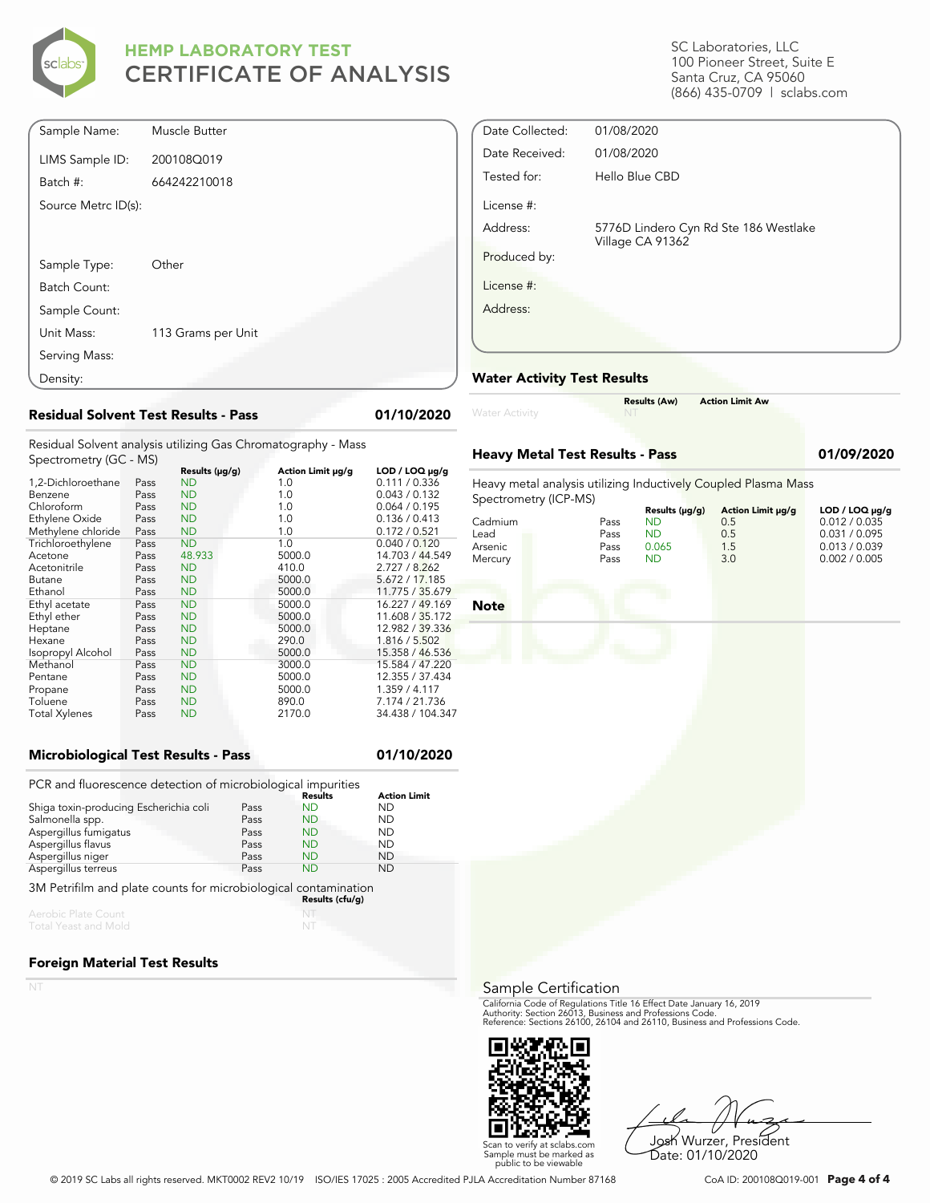# HEMP LABORATORY TEST
# CERTIFICATE OF ANALYSIS

SC Laboratories, LLC
100 Pioneer Street, Suite E
Santa Cruz, CA 95060
(866) 435-0709 | sclabs.com

| | |
|---|---|
| Sample Name: | Muscle Butter |
| LIMS Sample ID: | 200108Q019 |
| Batch #: | 664242210018 |
| Source Metrc ID(s): | |
| Sample Type: | Other |
| Batch Count: | |
| Sample Count: | |
| Unit Mass: | 113 Grams per Unit |
| Serving Mass: | |
| Density: | |

| | |
|---|---|
| Date Collected: | 01/08/2020 |
| Date Received: | 01/08/2020 |
| Tested for: | Hello Blue CBD |
| License #: | |
| Address: | 5776D Lindero Cyn Rd Ste 186 Westlake Village CA 91362 |
| Produced by: | |
| License #: | |
| Address: | |

## Residual Solvent Test Results - Pass 01/10/2020

Residual Solvent analysis utilizing Gas Chromatography - Mass Spectrometry (GC - MS)

| | | Results (µg/g) | Action Limit µg/g | LOD / LOQ µg/g |
|---|---|---|---|---|
| 1,2-Dichloroethane | Pass | ND | 1.0 | 0.111 / 0.336 |
| Benzene | Pass | ND | 1.0 | 0.043 / 0.132 |
| Chloroform | Pass | ND | 1.0 | 0.064 / 0.195 |
| Ethylene Oxide | Pass | ND | 1.0 | 0.136 / 0.413 |
| Methylene chloride | Pass | ND | 1.0 | 0.172 / 0.521 |
| Trichloroethylene | Pass | ND | 1.0 | 0.040 / 0.120 |
| Acetone | Pass | 48.933 | 5000.0 | 14.703 / 44.549 |
| Acetonitrile | Pass | ND | 410.0 | 2.727 / 8.262 |
| Butane | Pass | ND | 5000.0 | 5.672 / 17.185 |
| Ethanol | Pass | ND | 5000.0 | 11.775 / 35.679 |
| Ethyl acetate | Pass | ND | 5000.0 | 16.227 / 49.169 |
| Ethyl ether | Pass | ND | 5000.0 | 11.608 / 35.172 |
| Heptane | Pass | ND | 5000.0 | 12.982 / 39.336 |
| Hexane | Pass | ND | 290.0 | 1.816 / 5.502 |
| Isopropyl Alcohol | Pass | ND | 5000.0 | 15.358 / 46.536 |
| Methanol | Pass | ND | 3000.0 | 15.584 / 47.220 |
| Pentane | Pass | ND | 5000.0 | 12.355 / 37.434 |
| Propane | Pass | ND | 5000.0 | 1.359 / 4.117 |
| Toluene | Pass | ND | 890.0 | 7.174 / 21.736 |
| Total Xylenes | Pass | ND | 2170.0 | 34.438 / 104.347 |

## Microbiological Test Results - Pass 01/10/2020

PCR and fluorescence detection of microbiological impurities

| | | Results | Action Limit |
|---|---|---|---|
| Shiga toxin-producing Escherichia coli | Pass | ND | ND |
| Salmonella spp. | Pass | ND | ND |
| Aspergillus fumigatus | Pass | ND | ND |
| Aspergillus flavus | Pass | ND | ND |
| Aspergillus niger | Pass | ND | ND |
| Aspergillus terreus | Pass | ND | ND |

3M Petrifilm and plate counts for microbiological contamination

| | Results (cfu/g) |
|---|---|
| Aerobic Plate Count | NT |
| Total Yeast and Mold | NT |

## Foreign Material Test Results

NT

## Water Activity Test Results

| | Results (Aw) | Action Limit Aw |
|---|---|---|
| Water Activity | NT | |

## Heavy Metal Test Results - Pass 01/09/2020

Heavy metal analysis utilizing Inductively Coupled Plasma Mass Spectrometry (ICP-MS)

| | | Results (µg/g) | Action Limit µg/g | LOD / LOQ µg/g |
|---|---|---|---|---|
| Cadmium | Pass | ND | 0.5 | 0.012 / 0.035 |
| Lead | Pass | ND | 0.5 | 0.031 / 0.095 |
| Arsenic | Pass | 0.065 | 1.5 | 0.013 / 0.039 |
| Mercury | Pass | ND | 3.0 | 0.002 / 0.005 |

## Note

## Sample Certification

California Code of Regulations Title 16 Effect Date January 16, 2019
Authority: Section 26013, Business and Professions Code.
Reference: Sections 26100, 26104 and 26110, Business and Professions Code.

Scan to verify at sclabs.com
Sample must be marked as public to be viewable

Josh Wurzer, President
Date: 01/10/2020

© 2019 SC Labs all rights reserved. MKT0002 REV2 10/19 ISO/IES 17025 : 2005 Accredited PJLA Accreditation Number 87168

CoA ID: 200108Q019-001